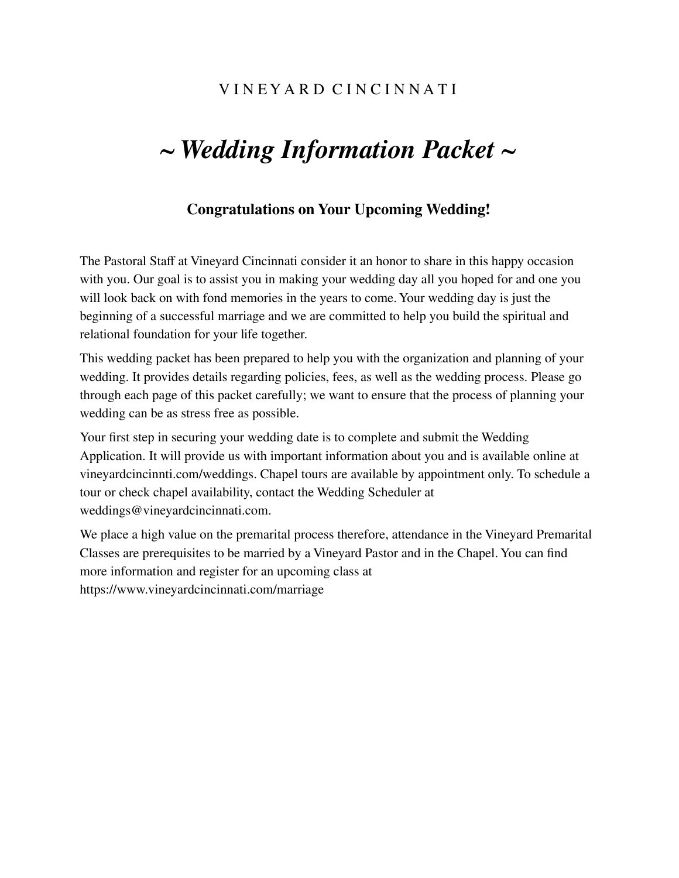VINEYARD CINCINNATI

# *~ Wedding Information Packet ~*

## Congratulations on Your Upcoming Wedding!

The Pastoral Staff at Vineyard Cincinnati consider it an honor to share in this happy occasion with you. Our goal is to assist you in making your wedding day all you hoped for and one you will look back on with fond memories in the years to come. Your wedding day is just the beginning of a successful marriage and we are committed to help you build the spiritual and relational foundation for your life together.

This wedding packet has been prepared to help you with the organization and planning of your wedding. It provides details regarding policies, fees, as well as the wedding process. Please go through each page of this packet carefully; we want to ensure that the process of planning your wedding can be as stress free as possible.

Your first step in securing your wedding date is to complete and submit the Wedding Application. It will provide us with important information about you and is available online at vineyardcincinnti.com/weddings. Chapel tours are available by appointment only. To schedule a tour or check chapel availability, contact the Wedding Scheduler at weddings@vineyardcincinnati.com.

We place a high value on the premarital process therefore, attendance in the Vineyard Premarital Classes are prerequisites to be married by a Vineyard Pastor and in the Chapel. You can find more information and register for an upcoming class at https://www.vineyardcincinnati.com/marriage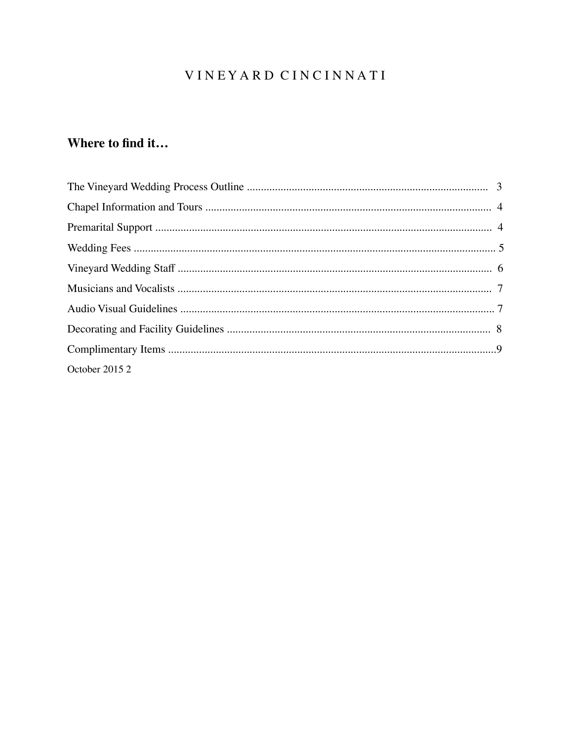# VINEYARD CINCINNATI

## Where to find it…

The Vineyard Wedding Process Outline ..................................................................................... 3

Chapel Information and Tours ..................................................................................................... 4

Premarital Support ....................................................................................................................... 4

Wedding Fees ............................................................................................................................... 5

Vineyard Wedding Staff .............................................................................................................. 6

Musicians and Vocalists ............................................................................................................... 7

Audio Visual Guidelines ............................................................................................................... 7

Decorating and Facility Guidelines ............................................................................................. 8

Complimentary Items ....................................................................................................................9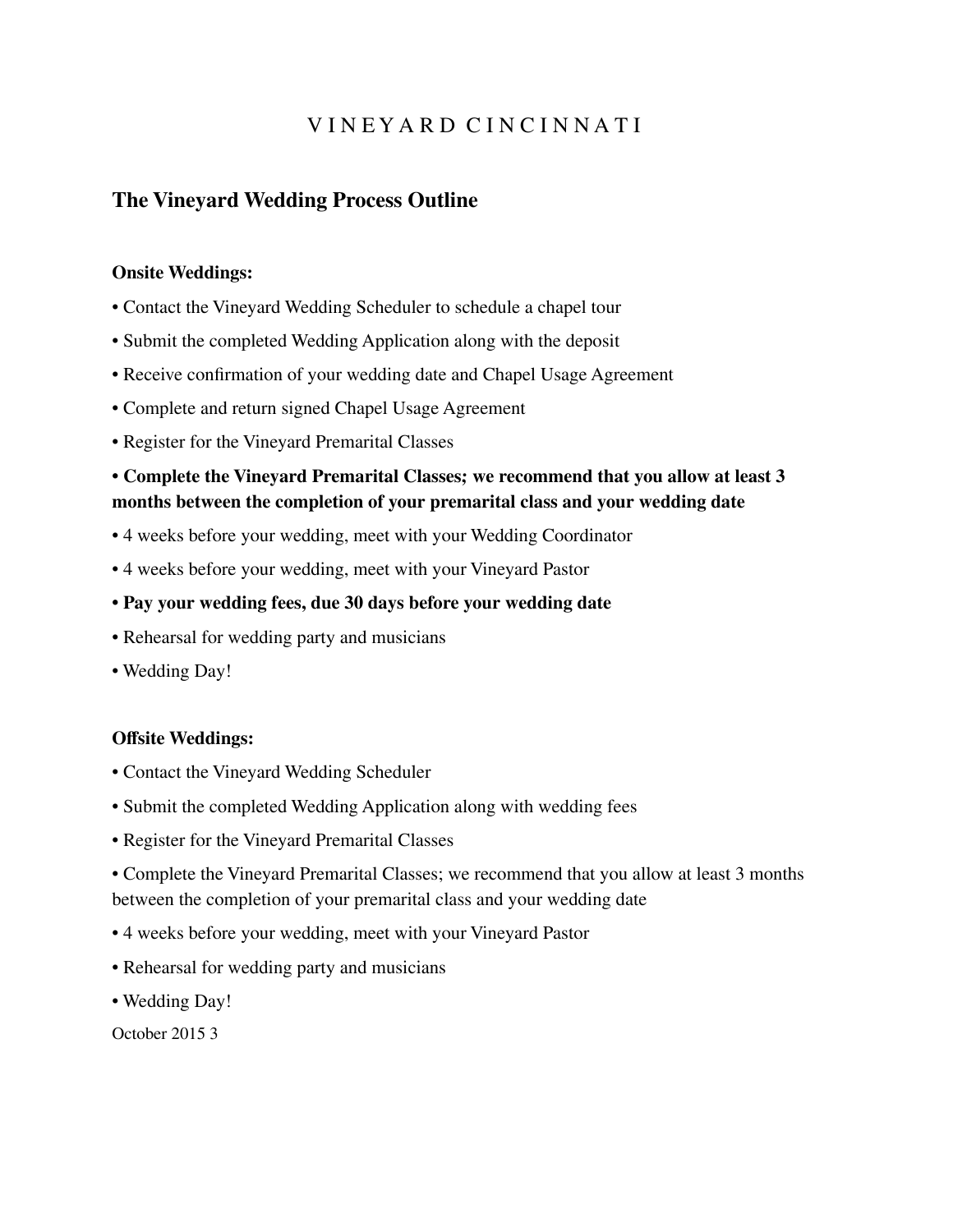V I N E Y A R D C I N C I N N A T I

## The Vineyard Wedding Process Outline

**Onsite Weddings:**

- Contact the Vineyard Wedding Scheduler to schedule a chapel tour
- Submit the completed Wedding Application along with the deposit
- Receive confirmation of your wedding date and Chapel Usage Agreement
- Complete and return signed Chapel Usage Agreement
- Register for the Vineyard Premarital Classes
- **Complete the Vineyard Premarital Classes; we recommend that you allow at least 3 months between the completion of your premarital class and your wedding date**
- 4 weeks before your wedding, meet with your Wedding Coordinator
- 4 weeks before your wedding, meet with your Vineyard Pastor
- **Pay your wedding fees, due 30 days before your wedding date**
- Rehearsal for wedding party and musicians
- Wedding Day!

**Offsite Weddings:**

- Contact the Vineyard Wedding Scheduler
- Submit the completed Wedding Application along with wedding fees
- Register for the Vineyard Premarital Classes
- Complete the Vineyard Premarital Classes; we recommend that you allow at least 3 months between the completion of your premarital class and your wedding date
- 4 weeks before your wedding, meet with your Vineyard Pastor
- Rehearsal for wedding party and musicians
- Wedding Day!

October 2015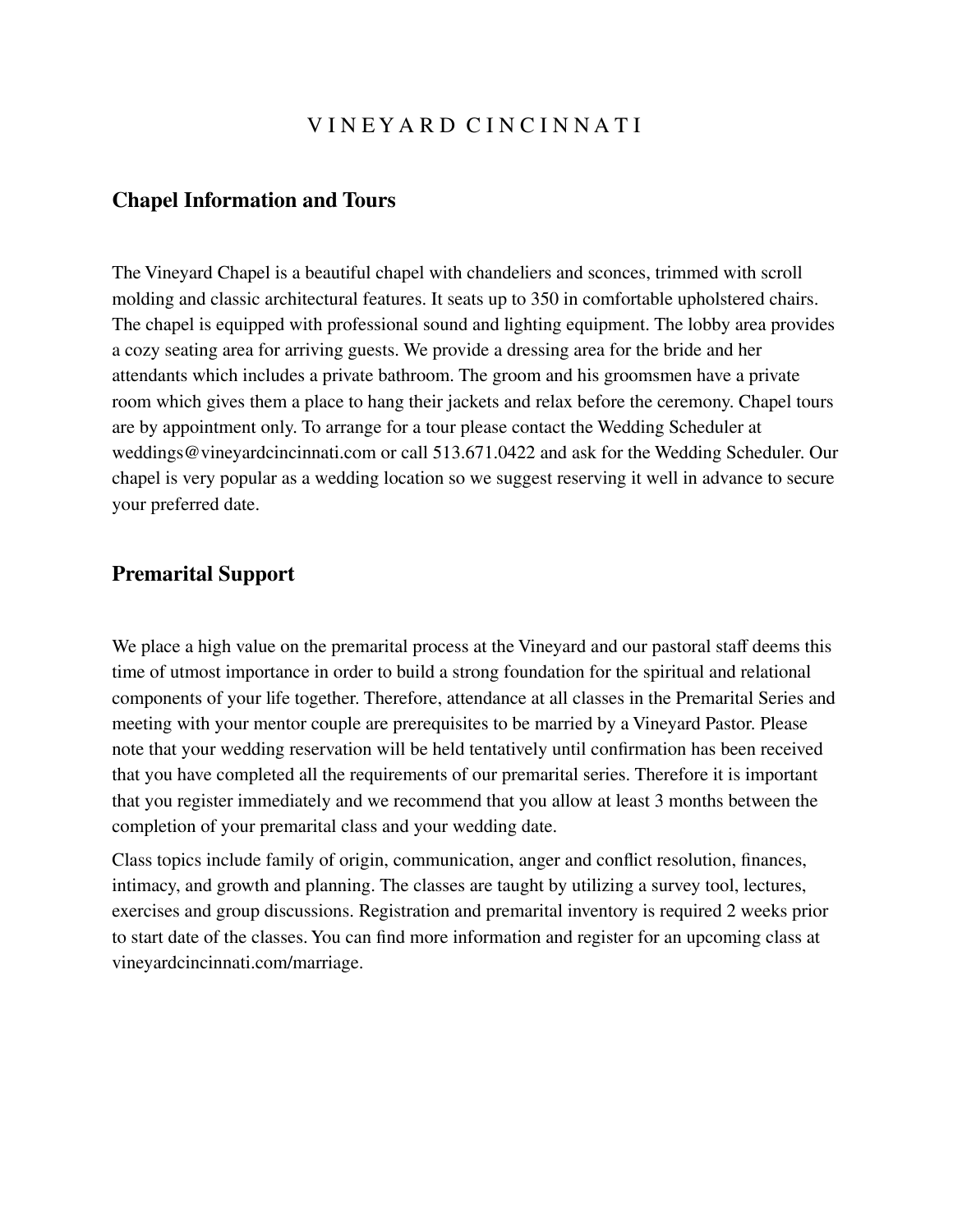VINEYARD CINCINNATI

## Chapel Information and Tours

The Vineyard Chapel is a beautiful chapel with chandeliers and sconces, trimmed with scroll molding and classic architectural features. It seats up to 350 in comfortable upholstered chairs. The chapel is equipped with professional sound and lighting equipment. The lobby area provides a cozy seating area for arriving guests. We provide a dressing area for the bride and her attendants which includes a private bathroom. The groom and his groomsmen have a private room which gives them a place to hang their jackets and relax before the ceremony. Chapel tours are by appointment only. To arrange for a tour please contact the Wedding Scheduler at weddings@vineyardcincinnati.com or call 513.671.0422 and ask for the Wedding Scheduler. Our chapel is very popular as a wedding location so we suggest reserving it well in advance to secure your preferred date.

## Premarital Support

We place a high value on the premarital process at the Vineyard and our pastoral staff deems this time of utmost importance in order to build a strong foundation for the spiritual and relational components of your life together. Therefore, attendance at all classes in the Premarital Series and meeting with your mentor couple are prerequisites to be married by a Vineyard Pastor. Please note that your wedding reservation will be held tentatively until confirmation has been received that you have completed all the requirements of our premarital series. Therefore it is important that you register immediately and we recommend that you allow at least 3 months between the completion of your premarital class and your wedding date.

Class topics include family of origin, communication, anger and conflict resolution, finances, intimacy, and growth and planning. The classes are taught by utilizing a survey tool, lectures, exercises and group discussions. Registration and premarital inventory is required 2 weeks prior to start date of the classes. You can find more information and register for an upcoming class at vineyardcincinnati.com/marriage.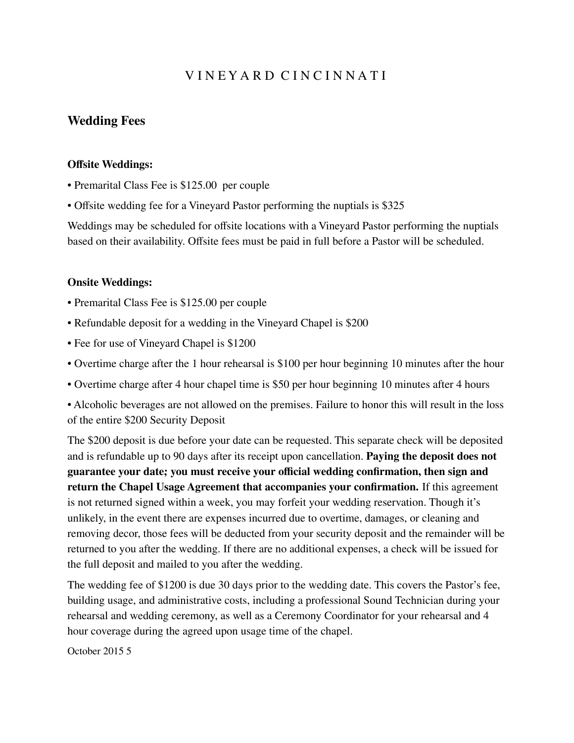# VINEYARD CINCINNATI

## Wedding Fees

**Offsite Weddings:**

- Premarital Class Fee is $125.00 per couple
- Offsite wedding fee for a Vineyard Pastor performing the nuptials is $325

Weddings may be scheduled for offsite locations with a Vineyard Pastor performing the nuptials based on their availability. Offsite fees must be paid in full before a Pastor will be scheduled.

**Onsite Weddings:**

- Premarital Class Fee is $125.00 per couple
- Refundable deposit for a wedding in the Vineyard Chapel is $200
- Fee for use of Vineyard Chapel is $1200
- Overtime charge after the 1 hour rehearsal is $100 per hour beginning 10 minutes after the hour
- Overtime charge after 4 hour chapel time is $50 per hour beginning 10 minutes after 4 hours
- Alcoholic beverages are not allowed on the premises. Failure to honor this will result in the loss of the entire $200 Security Deposit

The $200 deposit is due before your date can be requested. This separate check will be deposited and is refundable up to 90 days after its receipt upon cancellation. **Paying the deposit does not guarantee your date; you must receive your official wedding confirmation, then sign and return the Chapel Usage Agreement that accompanies your confirmation.** If this agreement is not returned signed within a week, you may forfeit your wedding reservation. Though it's unlikely, in the event there are expenses incurred due to overtime, damages, or cleaning and removing decor, those fees will be deducted from your security deposit and the remainder will be returned to you after the wedding. If there are no additional expenses, a check will be issued for the full deposit and mailed to you after the wedding.

The wedding fee of $1200 is due 30 days prior to the wedding date. This covers the Pastor's fee, building usage, and administrative costs, including a professional Sound Technician during your rehearsal and wedding ceremony, as well as a Ceremony Coordinator for your rehearsal and 4 hour coverage during the agreed upon usage time of the chapel.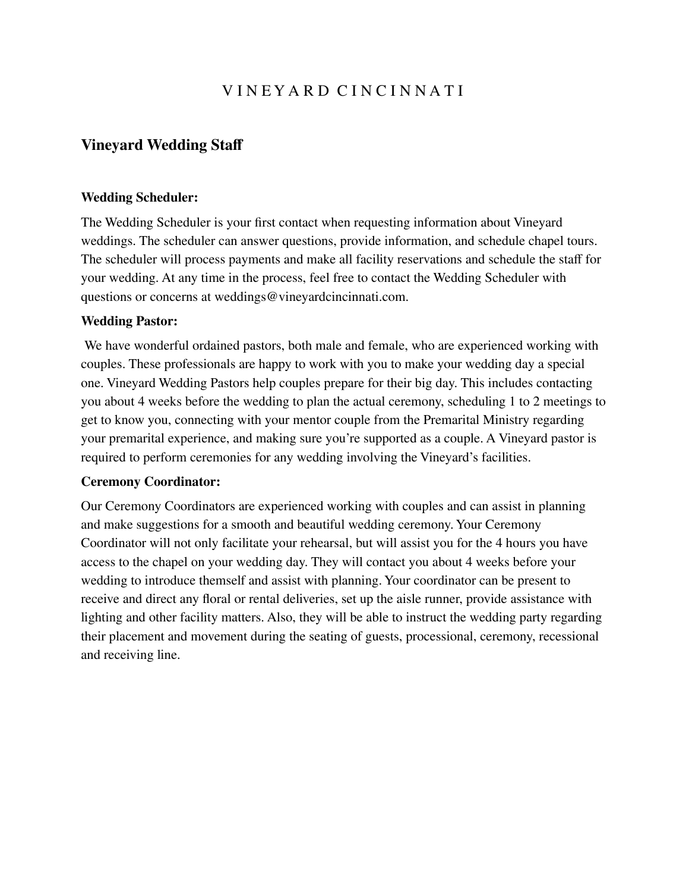V I N E Y A R D C I N C I N N A T I

## Vineyard Wedding Staff

**Wedding Scheduler:**

The Wedding Scheduler is your first contact when requesting information about Vineyard weddings. The scheduler can answer questions, provide information, and schedule chapel tours. The scheduler will process payments and make all facility reservations and schedule the staff for your wedding. At any time in the process, feel free to contact the Wedding Scheduler with questions or concerns at weddings@vineyardcincinnati.com.

**Wedding Pastor:**

We have wonderful ordained pastors, both male and female, who are experienced working with couples. These professionals are happy to work with you to make your wedding day a special one. Vineyard Wedding Pastors help couples prepare for their big day. This includes contacting you about 4 weeks before the wedding to plan the actual ceremony, scheduling 1 to 2 meetings to get to know you, connecting with your mentor couple from the Premarital Ministry regarding your premarital experience, and making sure you're supported as a couple. A Vineyard pastor is required to perform ceremonies for any wedding involving the Vineyard's facilities.

**Ceremony Coordinator:**

Our Ceremony Coordinators are experienced working with couples and can assist in planning and make suggestions for a smooth and beautiful wedding ceremony. Your Ceremony Coordinator will not only facilitate your rehearsal, but will assist you for the 4 hours you have access to the chapel on your wedding day. They will contact you about 4 weeks before your wedding to introduce themself and assist with planning. Your coordinator can be present to receive and direct any floral or rental deliveries, set up the aisle runner, provide assistance with lighting and other facility matters. Also, they will be able to instruct the wedding party regarding their placement and movement during the seating of guests, processional, ceremony, recessional and receiving line.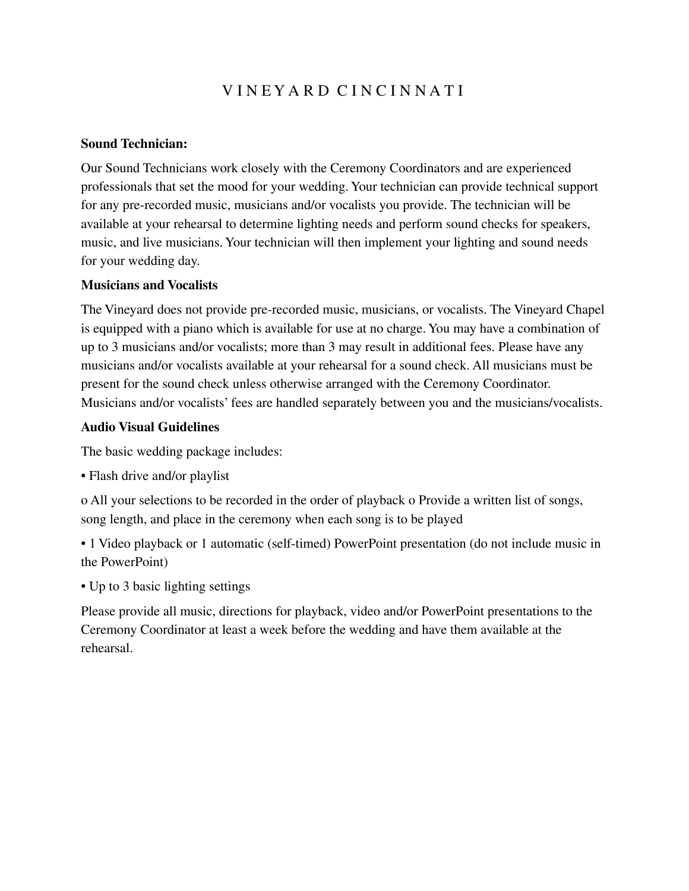# V I N E Y A R D C I N C I N N A T I

**Sound Technician:**

Our Sound Technicians work closely with the Ceremony Coordinators and are experienced professionals that set the mood for your wedding. Your technician can provide technical support for any pre-recorded music, musicians and/or vocalists you provide. The technician will be available at your rehearsal to determine lighting needs and perform sound checks for speakers, music, and live musicians. Your technician will then implement your lighting and sound needs for your wedding day.

**Musicians and Vocalists**

The Vineyard does not provide pre-recorded music, musicians, or vocalists. The Vineyard Chapel is equipped with a piano which is available for use at no charge. You may have a combination of up to 3 musicians and/or vocalists; more than 3 may result in additional fees. Please have any musicians and/or vocalists available at your rehearsal for a sound check. All musicians must be present for the sound check unless otherwise arranged with the Ceremony Coordinator. Musicians and/or vocalists' fees are handled separately between you and the musicians/vocalists.

**Audio Visual Guidelines**

The basic wedding package includes:

- Flash drive and/or playlist

o All your selections to be recorded in the order of playback o Provide a written list of songs, song length, and place in the ceremony when each song is to be played

- 1 Video playback or 1 automatic (self-timed) PowerPoint presentation (do not include music in the PowerPoint)
- Up to 3 basic lighting settings

Please provide all music, directions for playback, video and/or PowerPoint presentations to the Ceremony Coordinator at least a week before the wedding and have them available at the rehearsal.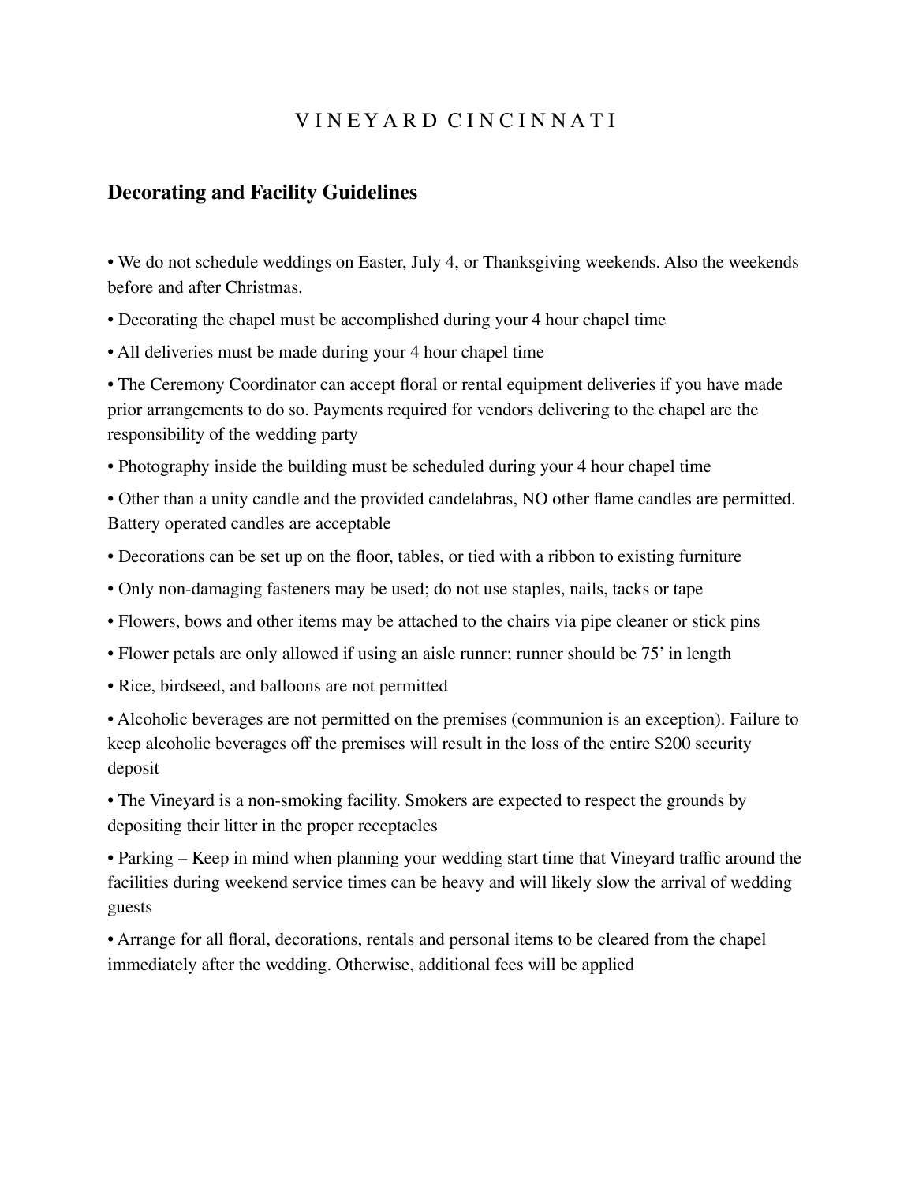V I N E Y A R D C I N C I N N A T I

## Decorating and Facility Guidelines

- We do not schedule weddings on Easter, July 4, or Thanksgiving weekends. Also the weekends before and after Christmas.
- Decorating the chapel must be accomplished during your 4 hour chapel time
- All deliveries must be made during your 4 hour chapel time
- The Ceremony Coordinator can accept floral or rental equipment deliveries if you have made prior arrangements to do so. Payments required for vendors delivering to the chapel are the responsibility of the wedding party
- Photography inside the building must be scheduled during your 4 hour chapel time
- Other than a unity candle and the provided candelabras, NO other flame candles are permitted. Battery operated candles are acceptable
- Decorations can be set up on the floor, tables, or tied with a ribbon to existing furniture
- Only non-damaging fasteners may be used; do not use staples, nails, tacks or tape
- Flowers, bows and other items may be attached to the chairs via pipe cleaner or stick pins
- Flower petals are only allowed if using an aisle runner; runner should be 75' in length
- Rice, birdseed, and balloons are not permitted
- Alcoholic beverages are not permitted on the premises (communion is an exception). Failure to keep alcoholic beverages off the premises will result in the loss of the entire $200 security deposit
- The Vineyard is a non-smoking facility. Smokers are expected to respect the grounds by depositing their litter in the proper receptacles
- Parking – Keep in mind when planning your wedding start time that Vineyard traffic around the facilities during weekend service times can be heavy and will likely slow the arrival of wedding guests
- Arrange for all floral, decorations, rentals and personal items to be cleared from the chapel immediately after the wedding. Otherwise, additional fees will be applied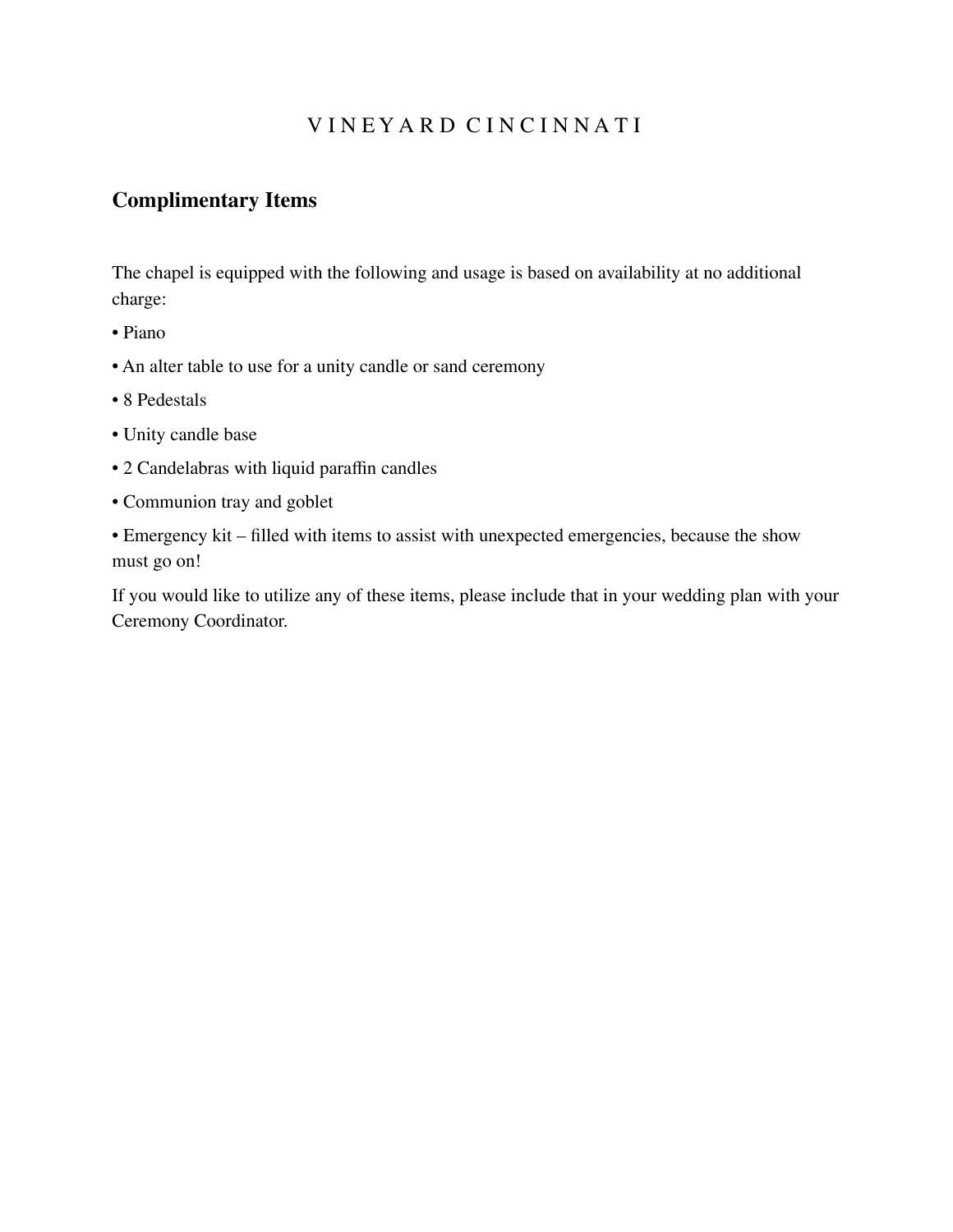## Complimentary Items

The chapel is equipped with the following and usage is based on availability at no additional charge:

- Piano
- An alter table to use for a unity candle or sand ceremony
- 8 Pedestals
- Unity candle base
- 2 Candelabras with liquid paraffin candles
- Communion tray and goblet
- Emergency kit – filled with items to assist with unexpected emergencies, because the show must go on!

If you would like to utilize any of these items, please include that in your wedding plan with your Ceremony Coordinator.